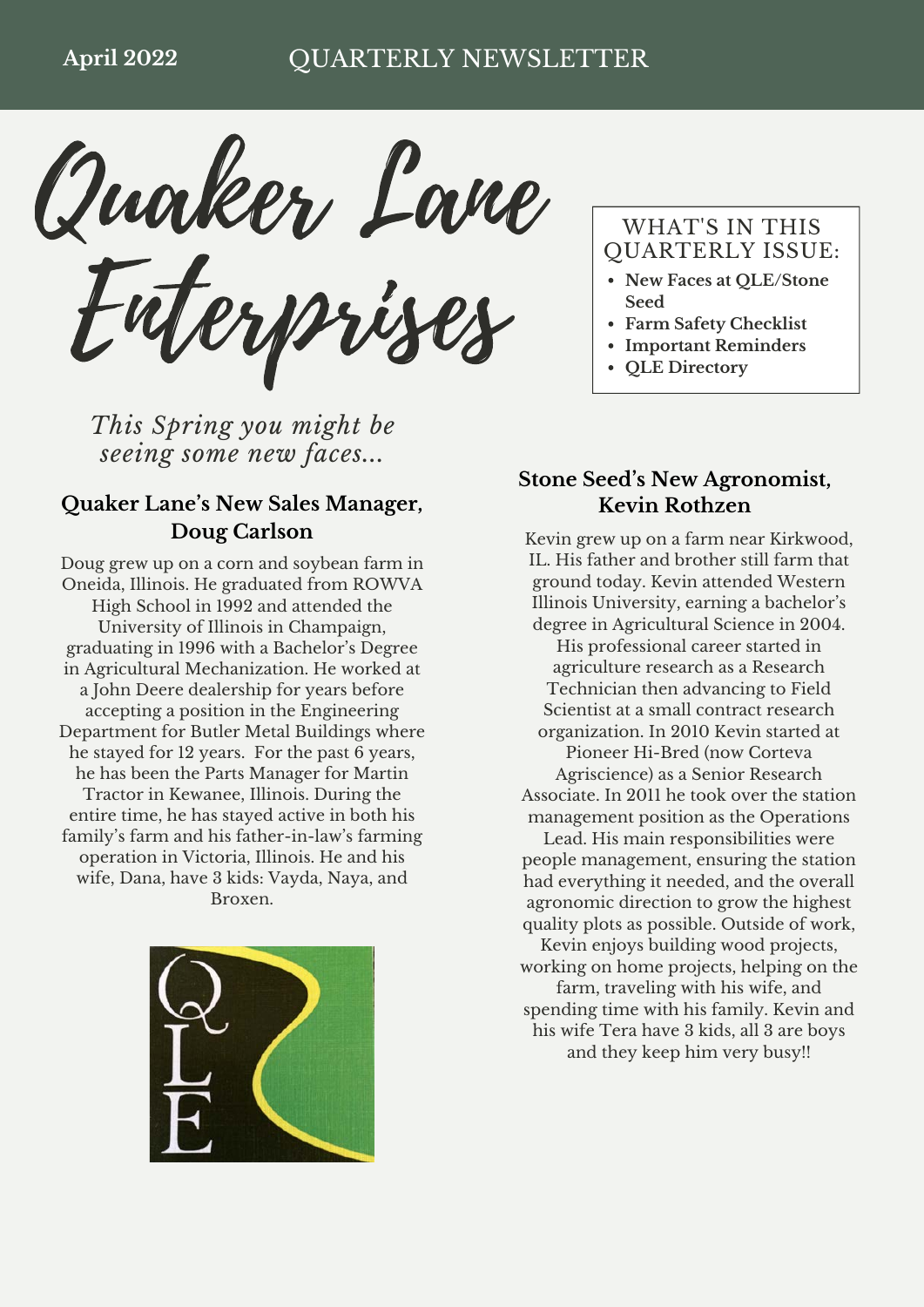April 2022 QUARTERLY NEWSLETTER

# Quaker Lane Enterprises

WHAT'S IN THIS QUARTERLY ISSUE:

- **New Faces at QLE/Stone Seed**
- **Farm Safety Checklist**
- **Important Reminders**
- **QLE Directory**

*This Spring you might be seeing some new faces...*

## Quaker Lane's New Sales Manager, Doug Carlson

Doug grew up on a corn and soybean farm in Oneida, Illinois. He graduated from ROWVA High School in 1992 and attended the University of Illinois in Champaign, graduating in 1996 with a Bachelor's Degree in Agricultural Mechanization. He worked at a John Deere dealership for years before accepting a position in the Engineering Department for Butler Metal Buildings where he stayed for 12 years. For the past 6 years, he has been the Parts Manager for Martin Tractor in Kewanee, Illinois. During the entire time, he has stayed active in both his family's farm and his father-in-law's farming operation in Victoria, Illinois. He and his wife, Dana, have 3 kids: Vayda, Naya, and Broxen.

## Stone Seed's New Agronomist, Kevin Rothzen

Kevin grew up on a farm near Kirkwood, IL. His father and brother still farm that ground today. Kevin attended Western Illinois University, earning a bachelor's degree in Agricultural Science in 2004. His professional career started in agriculture research as a Research Technician then advancing to Field Scientist at a small contract research organization. In 2010 Kevin started at Pioneer Hi-Bred (now Corteva Agriscience) as a Senior Research Associate. In 2011 he took over the station management position as the Operations Lead. His main responsibilities were people management, ensuring the station had everything it needed, and the overall agronomic direction to grow the highest quality plots as possible. Outside of work, Kevin enjoys building wood projects, working on home projects, helping on the farm, traveling with his wife, and spending time with his family. Kevin and his wife Tera have 3 kids, all 3 are boys and they keep him very busy!!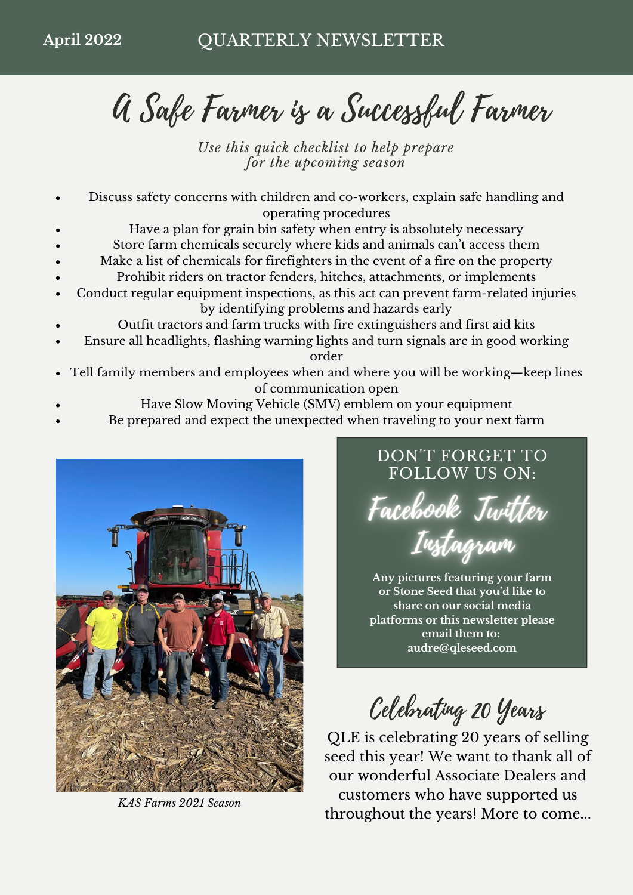April 2022 QUARTERLY NEWSLETTER

# A Safe Farmer is a Successful Farmer

*Use this quick checklist to help prepare for the upcoming season*

- Discuss safety concerns with children and co-workers, explain safe handling and operating procedures
- Have a plan for grain bin safety when entry is absolutely necessary
- Store farm chemicals securely where kids and animals can't access them
- Make a list of chemicals for firefighters in the event of a fire on the property
- Prohibit riders on tractor fenders, hitches, attachments, or implements
- Conduct regular equipment inspections, as this act can prevent farm-related injuries by identifying problems and hazards early
- Outfit tractors and farm trucks with fire extinguishers and first aid kits
- Ensure all headlights, flashing warning lights and turn signals are in good working order
- Tell family members and employees when and where you will be working—keep lines of communication open
- Have Slow Moving Vehicle (SMV) emblem on your equipment
- Be prepared and expect the unexpected when traveling to your next farm

*KAS Farms 2021 Season*

## DON'T FORGET TO FOLLOW US ON:

Facebook Twitter Instagram

**Any pictures featuring your farm or Stone Seed that you'd like to share on our social media platforms or this newsletter please email them to: audre@qleseed.com**

## Celebrating 20 Years

QLE is celebrating 20 years of selling seed this year! We want to thank all of our wonderful Associate Dealers and customers who have supported us throughout the years! More to come...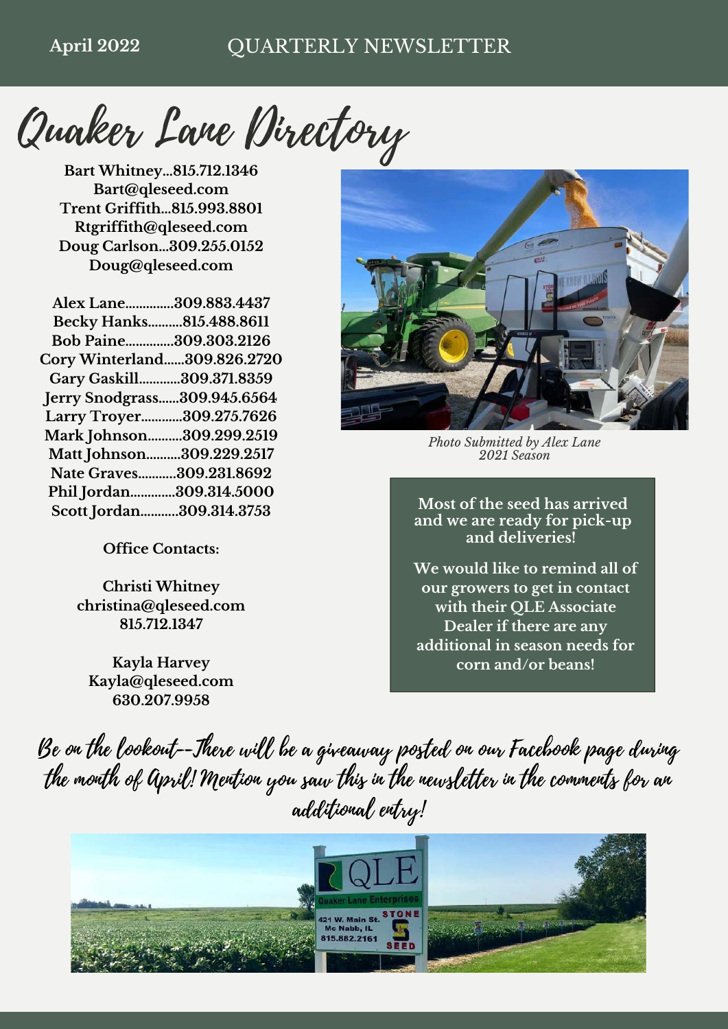April 2022 QUARTERLY NEWSLETTER

# Quaker Lane Directory

**Bart Whitney...815.712.1346**
**Bart@qleseed.com**
**Trent Griffith...815.993.8801**
**Rtgriffith@qleseed.com**
**Doug Carlson...309.255.0152**
**Doug@qleseed.com**

**Alex Lane..............309.883.4437**
**Becky Hanks..........815.488.8611**
**Bob Paine..............309.303.2126**
**Cory Winterland......309.826.2720**
**Gary Gaskill............309.371.8359**
**Jerry Snodgrass......309.945.6564**
**Larry Troyer............309.275.7626**
**Mark Johnson..........309.299.2519**
**Matt Johnson..........309.229.2517**
**Nate Graves...........309.231.8692**
**Phil Jordan.............309.314.5000**
**Scott Jordan...........309.314.3753**

**Office Contacts:**

**Christi Whitney**
**christina@qleseed.com**
**815.712.1347**

**Kayla Harvey**
**Kayla@qleseed.com**
**630.207.9958**

*Photo Submitted by Alex Lane*
*2021 Season*

**Most of the seed has arrived and we are ready for pick-up and deliveries!**

**We would like to remind all of our growers to get in contact with their QLE Associate Dealer if there are any additional in season needs for corn and/or beans!**

Be on the lookout--There will be a giveaway posted on our Facebook page during the month of April! Mention you saw this in the newsletter in the comments for an additional entry!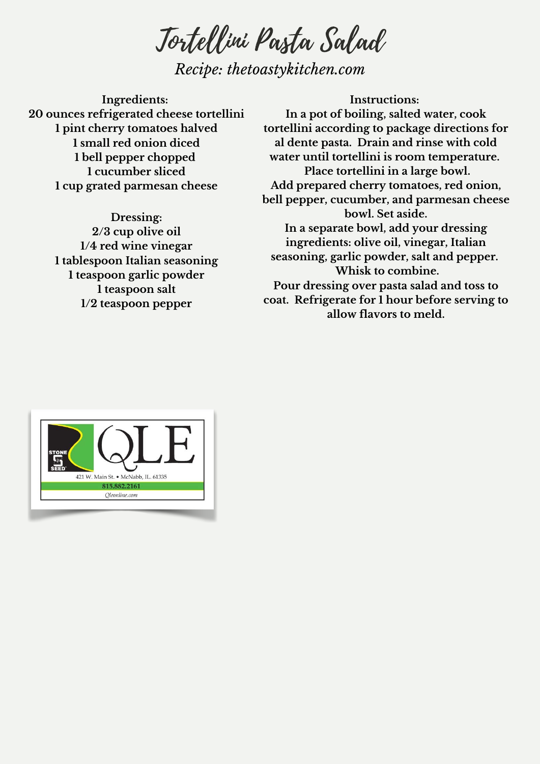# Tortellini Pasta Salad

*Recipe: thetoastykitchen.com*

**Ingredients:**

**20 ounces refrigerated cheese tortellini**
**1 pint cherry tomatoes halved**
**1 small red onion diced**
**1 bell pepper chopped**
**1 cucumber sliced**
**1 cup grated parmesan cheese**

**Dressing:**

**2/3 cup olive oil**
**1/4 red wine vinegar**
**1 tablespoon Italian seasoning**
**1 teaspoon garlic powder**
**1 teaspoon salt**
**1/2 teaspoon pepper**

**Instructions:**

**In a pot of boiling, salted water, cook tortellini according to package directions for al dente pasta. Drain and rinse with cold water until tortellini is room temperature. Place tortellini in a large bowl.**

**Add prepared cherry tomatoes, red onion, bell pepper, cucumber, and parmesan cheese bowl. Set aside.**

**In a separate bowl, add your dressing ingredients: olive oil, vinegar, Italian seasoning, garlic powder, salt and pepper. Whisk to combine.**

**Pour dressing over pasta salad and toss to coat. Refrigerate for 1 hour before serving to allow flavors to meld.**

STONE SEED

QLE

421 W. Main St. • McNabb, IL. 61335

815.882.2161

*Qleonline.com*